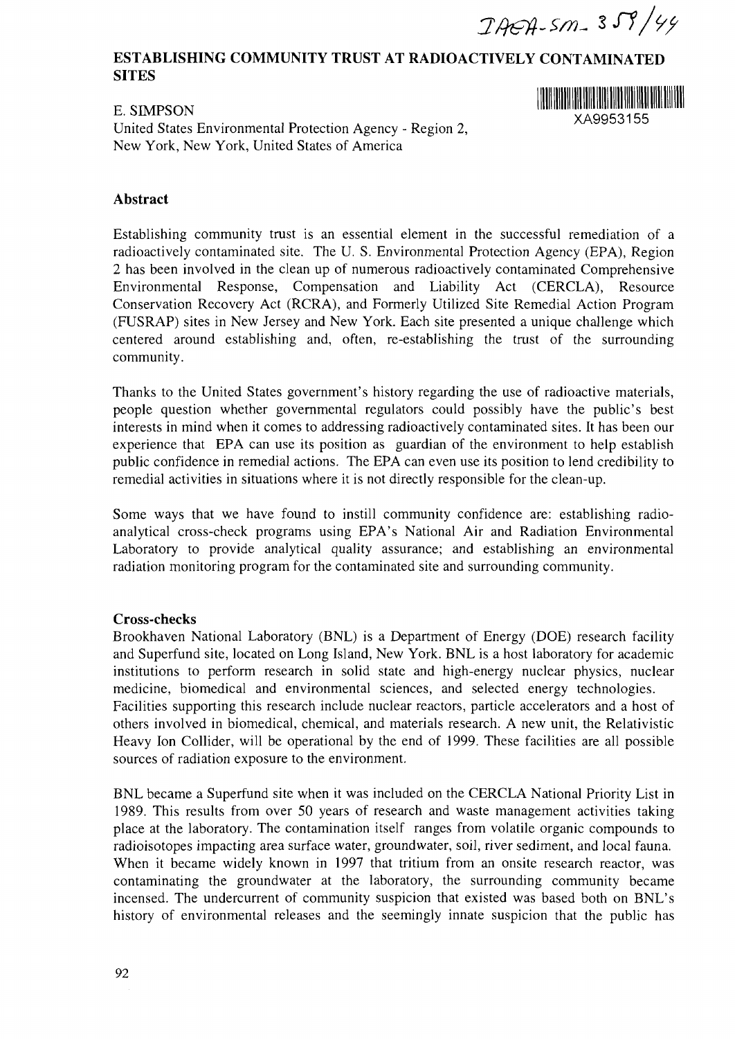IAEA-SM-359/44

# ESTABLISHING COMMUNITY TRUST AT RADIOACTIVELY CONTAMINATED SITES

XA9953155

E. SIMPSON
United States Environmental Protection Agency - Region 2,
New York, New York, United States of America

## Abstract

Establishing community trust is an essential element in the successful remediation of a radioactively contaminated site. The U. S. Environmental Protection Agency (EPA), Region 2 has been involved in the clean up of numerous radioactively contaminated Comprehensive Environmental Response, Compensation and Liability Act (CERCLA), Resource Conservation Recovery Act (RCRA), and Formerly Utilized Site Remedial Action Program (FUSRAP) sites in New Jersey and New York. Each site presented a unique challenge which centered around establishing and, often, re-establishing the trust of the surrounding community.

Thanks to the United States government's history regarding the use of radioactive materials, people question whether governmental regulators could possibly have the public's best interests in mind when it comes to addressing radioactively contaminated sites. It has been our experience that EPA can use its position as guardian of the environment to help establish public confidence in remedial actions. The EPA can even use its position to lend credibility to remedial activities in situations where it is not directly responsible for the clean-up.

Some ways that we have found to instill community confidence are: establishing radio-analytical cross-check programs using EPA's National Air and Radiation Environmental Laboratory to provide analytical quality assurance; and establishing an environmental radiation monitoring program for the contaminated site and surrounding community.

## Cross-checks

Brookhaven National Laboratory (BNL) is a Department of Energy (DOE) research facility and Superfund site, located on Long Island, New York. BNL is a host laboratory for academic institutions to perform research in solid state and high-energy nuclear physics, nuclear medicine, biomedical and environmental sciences, and selected energy technologies. Facilities supporting this research include nuclear reactors, particle accelerators and a host of others involved in biomedical, chemical, and materials research. A new unit, the Relativistic Heavy Ion Collider, will be operational by the end of 1999. These facilities are all possible sources of radiation exposure to the environment.

BNL became a Superfund site when it was included on the CERCLA National Priority List in 1989. This results from over 50 years of research and waste management activities taking place at the laboratory. The contamination itself ranges from volatile organic compounds to radioisotopes impacting area surface water, groundwater, soil, river sediment, and local fauna. When it became widely known in 1997 that tritium from an onsite research reactor, was contaminating the groundwater at the laboratory, the surrounding community became incensed. The undercurrent of community suspicion that existed was based both on BNL's history of environmental releases and the seemingly innate suspicion that the public has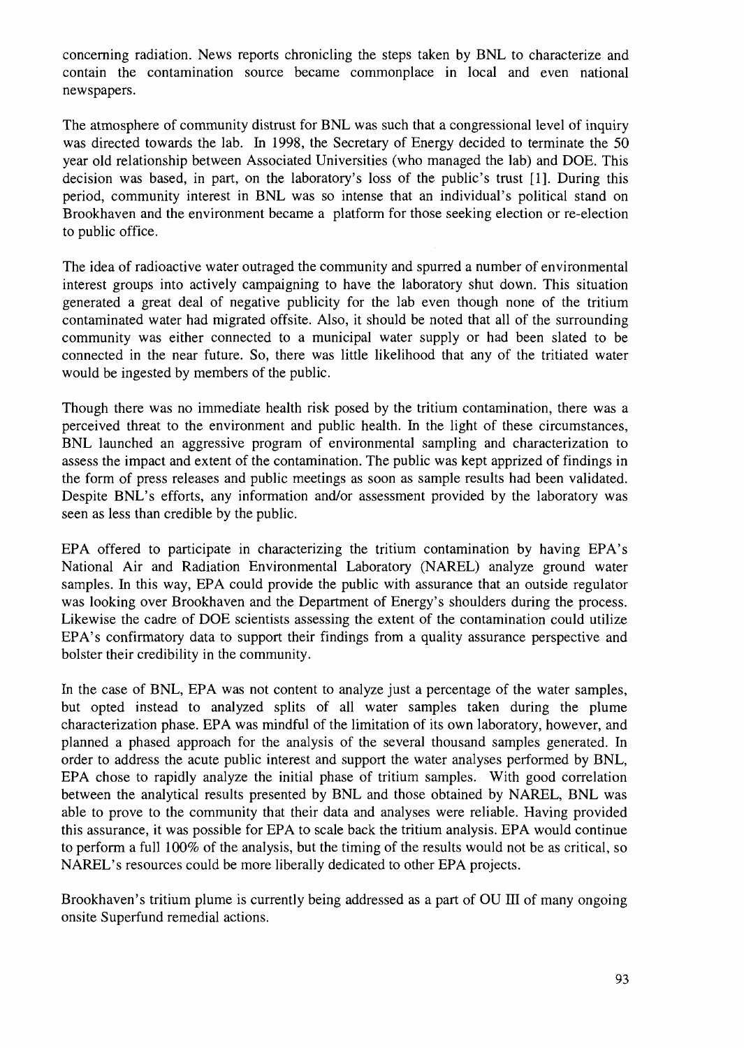concerning radiation. News reports chronicling the steps taken by BNL to characterize and contain the contamination source became commonplace in local and even national newspapers.

The atmosphere of community distrust for BNL was such that a congressional level of inquiry was directed towards the lab. In 1998, the Secretary of Energy decided to terminate the 50 year old relationship between Associated Universities (who managed the lab) and DOE. This decision was based, in part, on the laboratory's loss of the public's trust [1]. During this period, community interest in BNL was so intense that an individual's political stand on Brookhaven and the environment became a platform for those seeking election or re-election to public office.

The idea of radioactive water outraged the community and spurred a number of environmental interest groups into actively campaigning to have the laboratory shut down. This situation generated a great deal of negative publicity for the lab even though none of the tritium contaminated water had migrated offsite. Also, it should be noted that all of the surrounding community was either connected to a municipal water supply or had been slated to be connected in the near future. So, there was little likelihood that any of the tritiated water would be ingested by members of the public.

Though there was no immediate health risk posed by the tritium contamination, there was a perceived threat to the environment and public health. In the light of these circumstances, BNL launched an aggressive program of environmental sampling and characterization to assess the impact and extent of the contamination. The public was kept apprized of findings in the form of press releases and public meetings as soon as sample results had been validated. Despite BNL's efforts, any information and/or assessment provided by the laboratory was seen as less than credible by the public.

EPA offered to participate in characterizing the tritium contamination by having EPA's National Air and Radiation Environmental Laboratory (NAREL) analyze ground water samples. In this way, EPA could provide the public with assurance that an outside regulator was looking over Brookhaven and the Department of Energy's shoulders during the process. Likewise the cadre of DOE scientists assessing the extent of the contamination could utilize EPA's confirmatory data to support their findings from a quality assurance perspective and bolster their credibility in the community.

In the case of BNL, EPA was not content to analyze just a percentage of the water samples, but opted instead to analyzed splits of all water samples taken during the plume characterization phase. EPA was mindful of the limitation of its own laboratory, however, and planned a phased approach for the analysis of the several thousand samples generated. In order to address the acute public interest and support the water analyses performed by BNL, EPA chose to rapidly analyze the initial phase of tritium samples. With good correlation between the analytical results presented by BNL and those obtained by NAREL, BNL was able to prove to the community that their data and analyses were reliable. Having provided this assurance, it was possible for EPA to scale back the tritium analysis. EPA would continue to perform a full 100% of the analysis, but the timing of the results would not be as critical, so NAREL's resources could be more liberally dedicated to other EPA projects.

Brookhaven's tritium plume is currently being addressed as a part of OU III of many ongoing onsite Superfund remedial actions.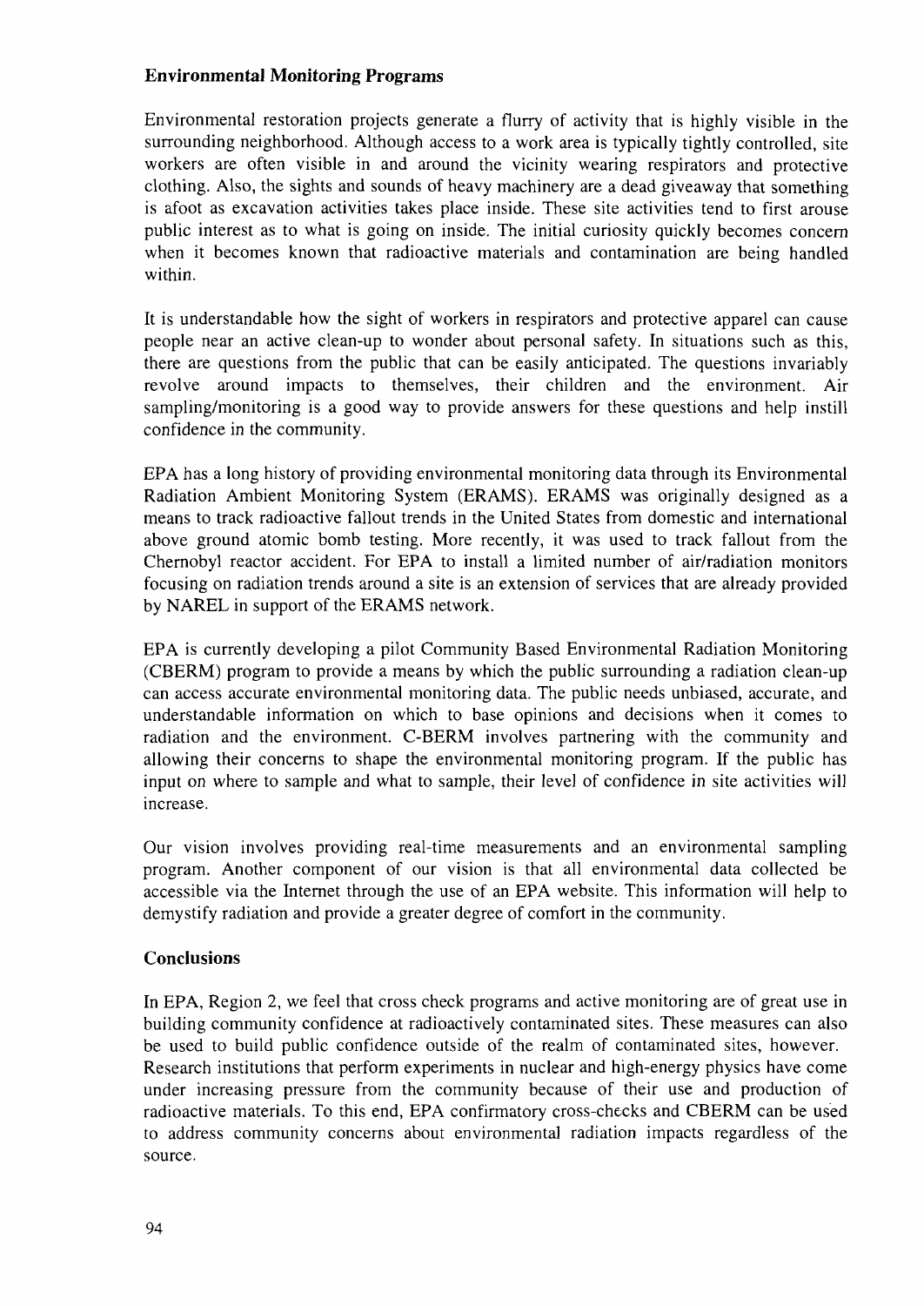### Environmental Monitoring Programs

Environmental restoration projects generate a flurry of activity that is highly visible in the surrounding neighborhood. Although access to a work area is typically tightly controlled, site workers are often visible in and around the vicinity wearing respirators and protective clothing. Also, the sights and sounds of heavy machinery are a dead giveaway that something is afoot as excavation activities takes place inside. These site activities tend to first arouse public interest as to what is going on inside. The initial curiosity quickly becomes concern when it becomes known that radioactive materials and contamination are being handled within.

It is understandable how the sight of workers in respirators and protective apparel can cause people near an active clean-up to wonder about personal safety. In situations such as this, there are questions from the public that can be easily anticipated. The questions invariably revolve around impacts to themselves, their children and the environment. Air sampling/monitoring is a good way to provide answers for these questions and help instill confidence in the community.

EPA has a long history of providing environmental monitoring data through its Environmental Radiation Ambient Monitoring System (ERAMS). ERAMS was originally designed as a means to track radioactive fallout trends in the United States from domestic and international above ground atomic bomb testing. More recently, it was used to track fallout from the Chernobyl reactor accident. For EPA to install a limited number of air/radiation monitors focusing on radiation trends around a site is an extension of services that are already provided by NAREL in support of the ERAMS network.

EPA is currently developing a pilot Community Based Environmental Radiation Monitoring (CBERM) program to provide a means by which the public surrounding a radiation clean-up can access accurate environmental monitoring data. The public needs unbiased, accurate, and understandable information on which to base opinions and decisions when it comes to radiation and the environment. C-BERM involves partnering with the community and allowing their concerns to shape the environmental monitoring program. If the public has input on where to sample and what to sample, their level of confidence in site activities will increase.

Our vision involves providing real-time measurements and an environmental sampling program. Another component of our vision is that all environmental data collected be accessible via the Internet through the use of an EPA website. This information will help to demystify radiation and provide a greater degree of comfort in the community.

### Conclusions

In EPA, Region 2, we feel that cross check programs and active monitoring are of great use in building community confidence at radioactively contaminated sites. These measures can also be used to build public confidence outside of the realm of contaminated sites, however. Research institutions that perform experiments in nuclear and high-energy physics have come under increasing pressure from the community because of their use and production of radioactive materials. To this end, EPA confirmatory cross-checks and CBERM can be used to address community concerns about environmental radiation impacts regardless of the source.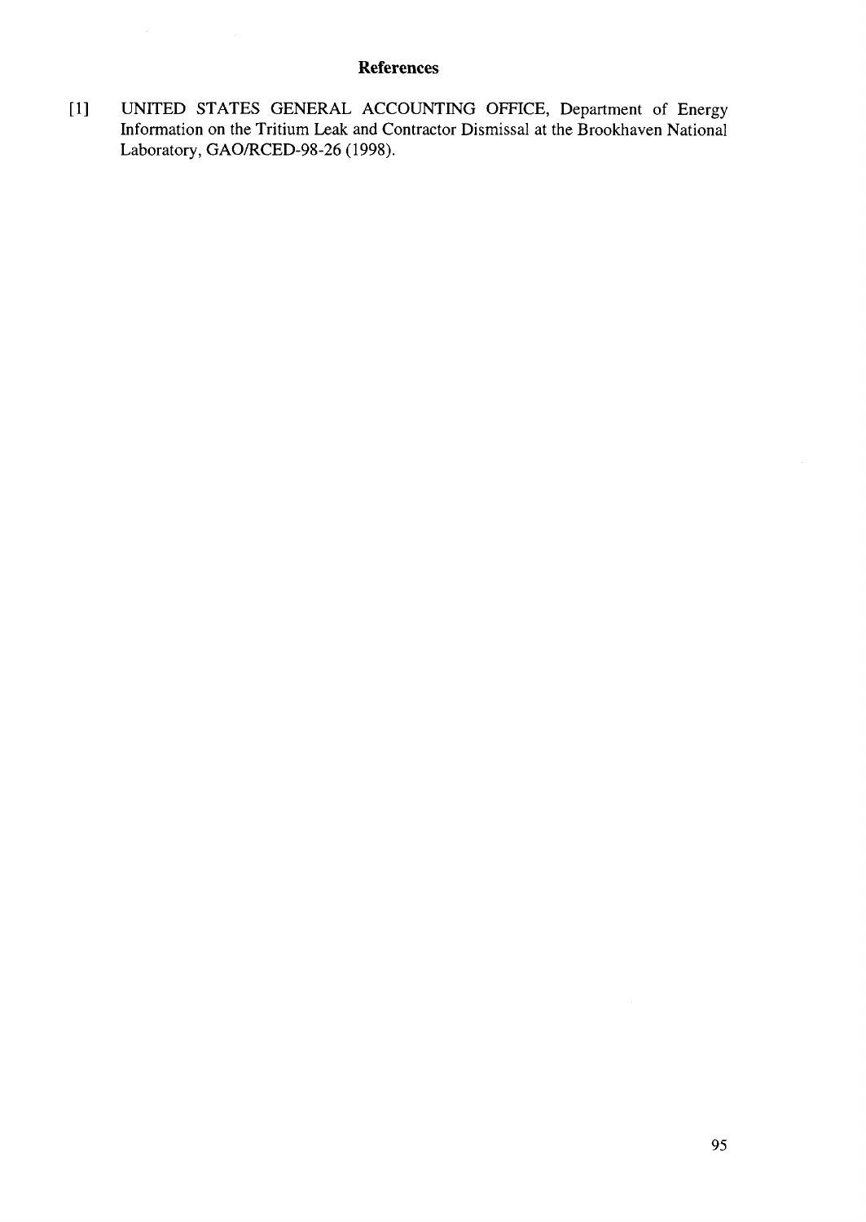## References

[1] UNITED STATES GENERAL ACCOUNTING OFFICE, Department of Energy Information on the Tritium Leak and Contractor Dismissal at the Brookhaven National Laboratory, GAO/RCED-98-26 (1998).